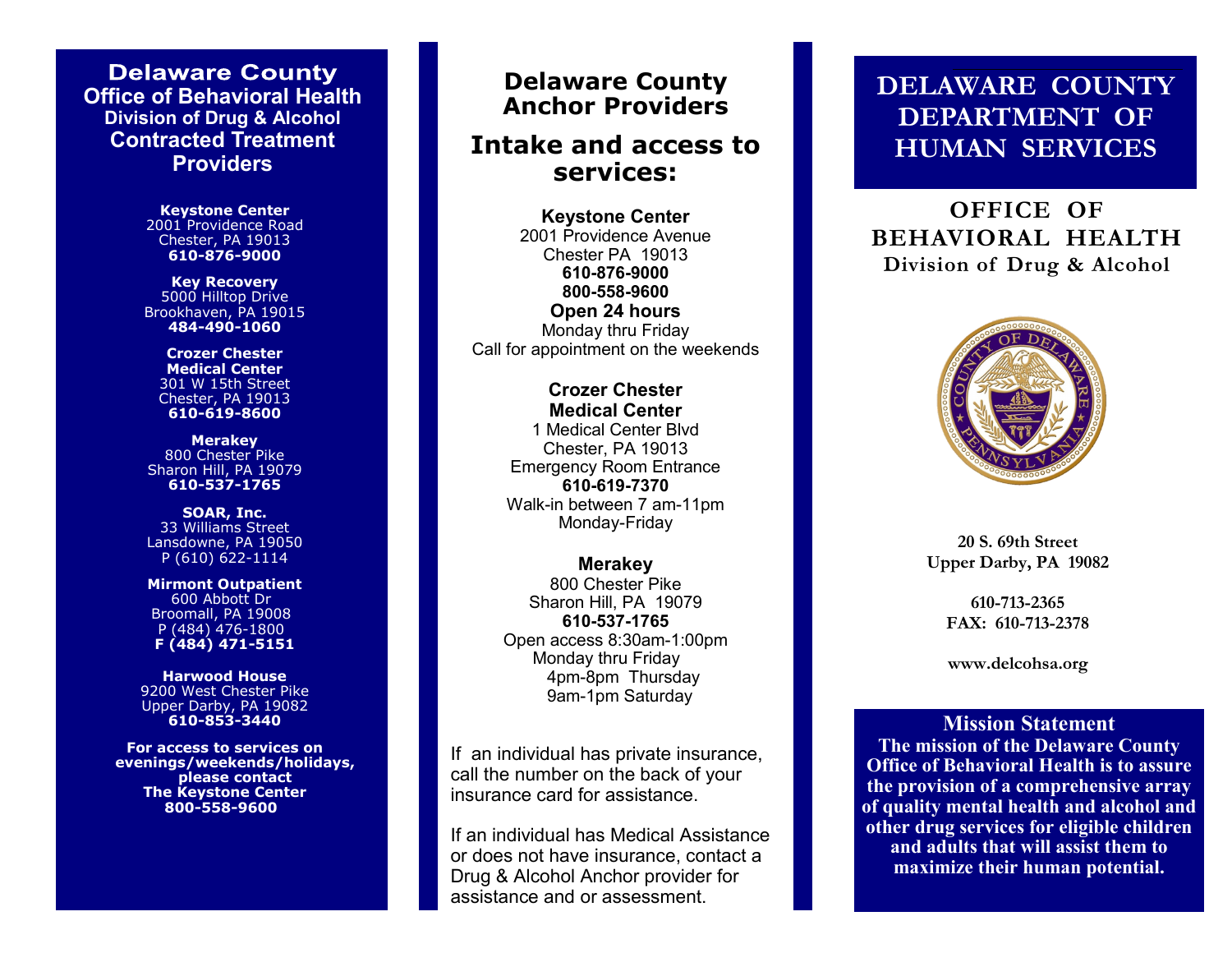# Delaware County
## Office of Behavioral Health
### Division of Drug & Alcohol
## Contracted Treatment Providers

**Keystone Center**
2001 Providence Road
Chester, PA 19013
**610-876-9000**

**Key Recovery**
5000 Hilltop Drive
Brookhaven, PA 19015
**484-490-1060**

**Crozer Chester Medical Center**
301 W 15th Street
Chester, PA 19013
**610-619-8600**

**Merakey**
800 Chester Pike
Sharon Hill, PA 19079
**610-537-1765**

**SOAR, Inc.**
33 Williams Street
Lansdowne, PA 19050
P (610) 622-1114

**Mirmont Outpatient**
600 Abbott Dr
Broomall, PA 19008
P (484) 476-1800
**F (484) 471-5151**

**Harwood House**
9200 West Chester Pike
Upper Darby, PA 19082
**610-853-3440**

**For access to services on evenings/weekends/holidays, please contact The Keystone Center 800-558-9600**

# Delaware County Anchor Providers

## Intake and access to services:

**Keystone Center**
2001 Providence Avenue
Chester PA 19013
**610-876-9000**
**800-558-9600**
**Open 24 hours**
Monday thru Friday
Call for appointment on the weekends

**Crozer Chester Medical Center**
1 Medical Center Blvd
Chester, PA 19013
Emergency Room Entrance
**610-619-7370**
Walk-in between 7 am-11pm
Monday-Friday

**Merakey**
800 Chester Pike
Sharon Hill, PA 19079
**610-537-1765**
Open access 8:30am-1:00pm
Monday thru Friday
4pm-8pm Thursday
9am-1pm Saturday

If an individual has private insurance, call the number on the back of your insurance card for assistance.

If an individual has Medical Assistance or does not have insurance, contact a Drug & Alcohol Anchor provider for assistance and or assessment.

# DELAWARE COUNTY DEPARTMENT OF HUMAN SERVICES

## OFFICE OF BEHAVIORAL HEALTH
### Division of Drug & Alcohol

**20 S. 69th Street**
**Upper Darby, PA 19082**

**610-713-2365**
**FAX: 610-713-2378**

**www.delcohsa.org**

### Mission Statement

**The mission of the Delaware County Office of Behavioral Health is to assure the provision of a comprehensive array of quality mental health and alcohol and other drug services for eligible children and adults that will assist them to maximize their human potential.**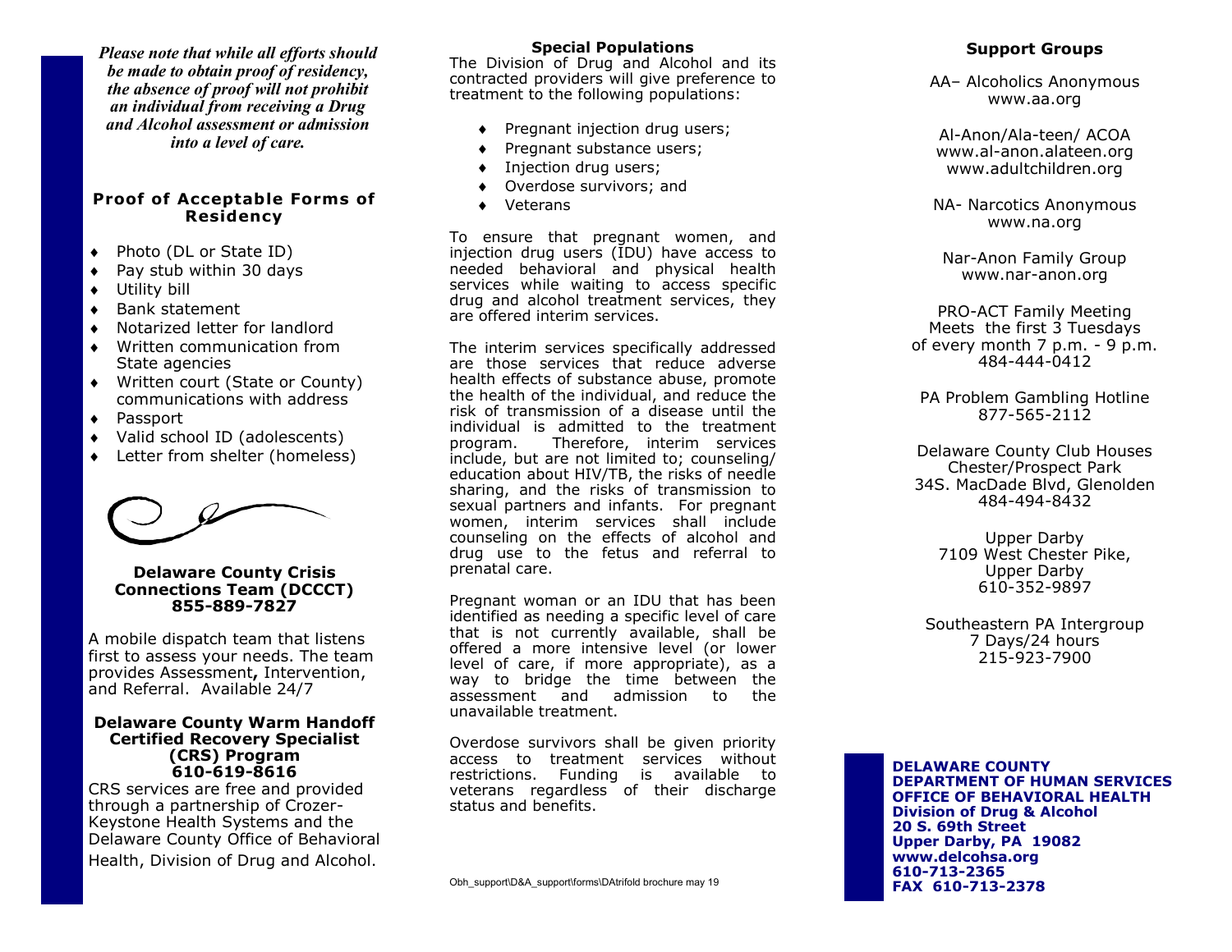***Please note that while all efforts should be made to obtain proof of residency, the absence of proof will not prohibit an individual from receiving a Drug and Alcohol assessment or admission into a level of care.***

### Proof of Acceptable Forms of Residency

- Photo (DL or State ID)
- Pay stub within 30 days
- Utility bill
- Bank statement
- Notarized letter for landlord
- Written communication from State agencies
- Written court (State or County) communications with address
- Passport
- Valid school ID (adolescents)
- Letter from shelter (homeless)

### Delaware County Crisis Connections Team (DCCCT) 855-889-7827

A mobile dispatch team that listens first to assess your needs. The team provides Assessment**,** Intervention, and Referral. Available 24/7

### Delaware County Warm Handoff Certified Recovery Specialist (CRS) Program 610-619-8616

CRS services are free and provided through a partnership of Crozer-Keystone Health Systems and the Delaware County Office of Behavioral Health, Division of Drug and Alcohol.

### Special Populations

The Division of Drug and Alcohol and its contracted providers will give preference to treatment to the following populations:

- Pregnant injection drug users;
- Pregnant substance users;
- Injection drug users;
- Overdose survivors; and
- Veterans

To ensure that pregnant women, and injection drug users (IDU) have access to needed behavioral and physical health services while waiting to access specific drug and alcohol treatment services, they are offered interim services.

The interim services specifically addressed are those services that reduce adverse health effects of substance abuse, promote the health of the individual, and reduce the risk of transmission of a disease until the individual is admitted to the treatment program. Therefore, interim services include, but are not limited to; counseling/ education about HIV/TB, the risks of needle sharing, and the risks of transmission to sexual partners and infants. For pregnant women, interim services shall include counseling on the effects of alcohol and drug use to the fetus and referral to prenatal care.

Pregnant woman or an IDU that has been identified as needing a specific level of care that is not currently available, shall be offered a more intensive level (or lower level of care, if more appropriate), as a way to bridge the time between the assessment and admission to the unavailable treatment.

Overdose survivors shall be given priority access to treatment services without restrictions. Funding is available to veterans regardless of their discharge status and benefits.

Obh_support\D&A_support\forms\DAtrifold brochure may 19

### Support Groups

AA– Alcoholics Anonymous
www.aa.org

Al-Anon/Ala-teen/ ACOA
www.al-anon.alateen.org
www.adultchildren.org

NA- Narcotics Anonymous
www.na.org

Nar-Anon Family Group
www.nar-anon.org

PRO-ACT Family Meeting
Meets the first 3 Tuesdays of every month 7 p.m. - 9 p.m.
484-444-0412

PA Problem Gambling Hotline
877-565-2112

Delaware County Club Houses
Chester/Prospect Park
34S. MacDade Blvd, Glenolden
484-494-8432

Upper Darby
7109 West Chester Pike,
Upper Darby
610-352-9897

Southeastern PA Intergroup
7 Days/24 hours
215-923-7900

**DELAWARE COUNTY**
**DEPARTMENT OF HUMAN SERVICES**
**OFFICE OF BEHAVIORAL HEALTH**
**Division of Drug & Alcohol**
**20 S. 69th Street**
**Upper Darby, PA 19082**
**www.delcohsa.org**
**610-713-2365**
**FAX 610-713-2378**